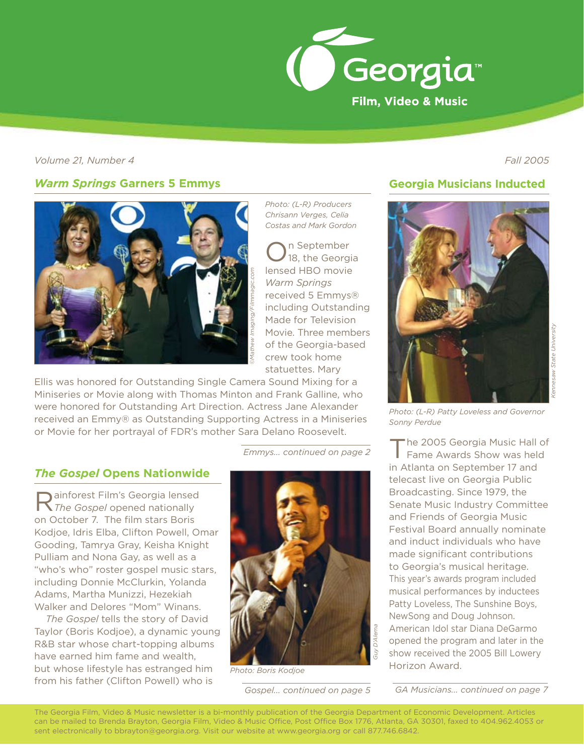# Georgia Film, Video & Music

*Volume 21, Number 4* *Fall 2005*

## *Warm Springs* Garners 5 Emmys

Photo: (L-R) Producers Chrisann Verges, Celia Costas and Mark Gordon

©Mathew Imaging/Filmmagic.com

On September 18, the Georgia lensed HBO movie *Warm Springs* received 5 Emmys® including Outstanding Made for Television Movie. Three members of the Georgia-based crew took home statuettes. Mary Ellis was honored for Outstanding Single Camera Sound Mixing for a Miniseries or Movie along with Thomas Minton and Frank Galline, who were honored for Outstanding Art Direction. Actress Jane Alexander received an Emmy® as Outstanding Supporting Actress in a Miniseries or Movie for her portrayal of FDR's mother Sara Delano Roosevelt.

*Emmys... continued on page 2*

## *The Gospel* Opens Nationwide

Rainforest Film's Georgia lensed *The Gospel* opened nationally on October 7. The film stars Boris Kodjoe, Idris Elba, Clifton Powell, Omar Gooding, Tamrya Gray, Keisha Knight Pulliam and Nona Gay, as well as a "who's who" roster gospel music stars, including Donnie McClurkin, Yolanda Adams, Martha Munizzi, Hezekiah Walker and Delores "Mom" Winans.

*The Gospel* tells the story of David Taylor (Boris Kodjoe), a dynamic young R&B star whose chart-topping albums have earned him fame and wealth, but whose lifestyle has estranged him from his father (Clifton Powell) who is

Guy D'Alema

Photo: Boris Kodjoe

*Gospel... continued on page 5*

## Georgia Musicians Inducted

Kennesaw State University

Photo: (L-R) Patty Loveless and Governor Sonny Perdue

The 2005 Georgia Music Hall of Fame Awards Show was held in Atlanta on September 17 and telecast live on Georgia Public Broadcasting. Since 1979, the Senate Music Industry Committee and Friends of Georgia Music Festival Board annually nominate and induct individuals who have made significant contributions to Georgia's musical heritage. This year's awards program included musical performances by inductees Patty Loveless, The Sunshine Boys, NewSong and Doug Johnson. American Idol star Diana DeGarmo opened the program and later in the show received the 2005 Bill Lowery Horizon Award.

*GA Musicians... continued on page 7*

The Georgia Film, Video & Music newsletter is a bi-monthly publication of the Georgia Department of Economic Development. Articles can be mailed to Brenda Brayton, Georgia Film, Video & Music Office, Post Office Box 1776, Atlanta, GA 30301, faxed to 404.962.4053 or sent electronically to bbrayton@georgia.org. Visit our website at www.georgia.org or call 877.746.6842.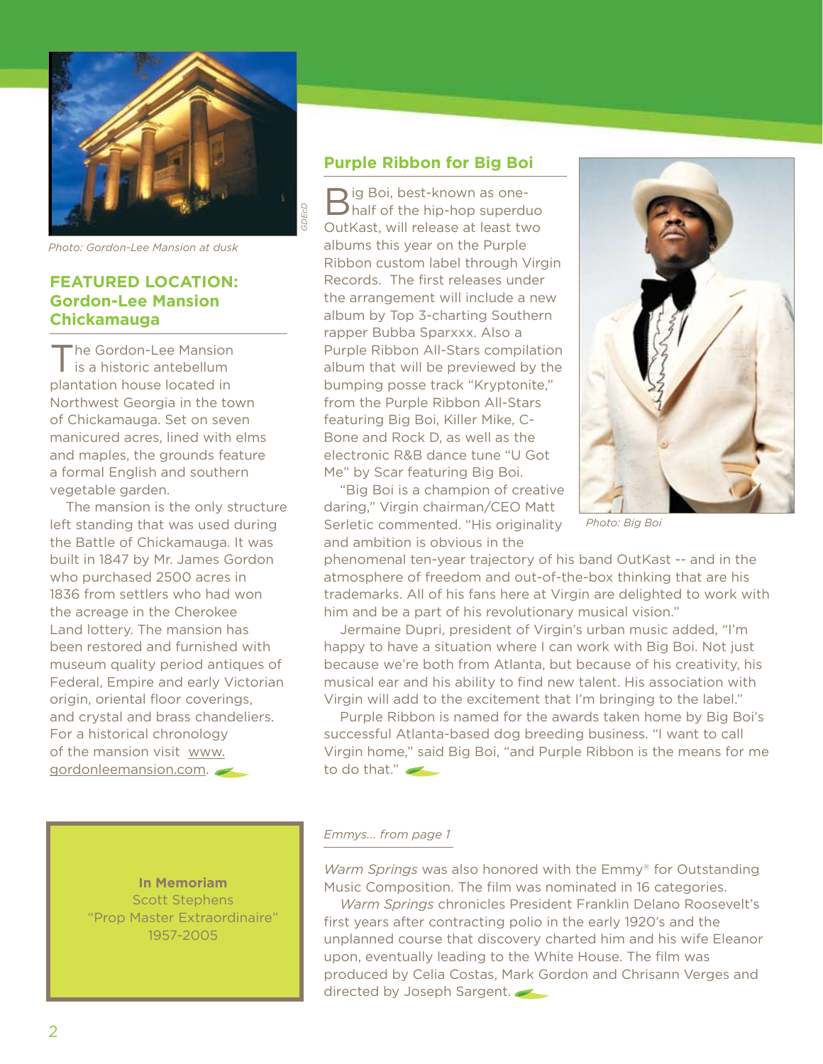Photo: Gordon-Lee Mansion at dusk

GDEcD

## FEATURED LOCATION: Gordon-Lee Mansion Chickamauga

The Gordon-Lee Mansion is a historic antebellum plantation house located in Northwest Georgia in the town of Chickamauga. Set on seven manicured acres, lined with elms and maples, the grounds feature a formal English and southern vegetable garden.

The mansion is the only structure left standing that was used during the Battle of Chickamauga. It was built in 1847 by Mr. James Gordon who purchased 2500 acres in 1836 from settlers who had won the acreage in the Cherokee Land lottery. The mansion has been restored and furnished with museum quality period antiques of Federal, Empire and early Victorian origin, oriental floor coverings, and crystal and brass chandeliers. For a historical chronology of the mansion visit www.gordonleemansion.com.

## Purple Ribbon for Big Boi

Big Boi, best-known as one-half of the hip-hop superduo OutKast, will release at least two albums this year on the Purple Ribbon custom label through Virgin Records. The first releases under the arrangement will include a new album by Top 3-charting Southern rapper Bubba Sparxxx. Also a Purple Ribbon All-Stars compilation album that will be previewed by the bumping posse track "Kryptonite," from the Purple Ribbon All-Stars featuring Big Boi, Killer Mike, C-Bone and Rock D, as well as the electronic R&B dance tune "U Got Me" by Scar featuring Big Boi.

"Big Boi is a champion of creative daring," Virgin chairman/CEO Matt Serletic commented. "His originality and ambition is obvious in the phenomenal ten-year trajectory of his band OutKast -- and in the atmosphere of freedom and out-of-the-box thinking that are his trademarks. All of his fans here at Virgin are delighted to work with him and be a part of his revolutionary musical vision."

Jermaine Dupri, president of Virgin's urban music added, "I'm happy to have a situation where I can work with Big Boi. Not just because we're both from Atlanta, but because of his creativity, his musical ear and his ability to find new talent. His association with Virgin will add to the excitement that I'm bringing to the label."

Purple Ribbon is named for the awards taken home by Big Boi's successful Atlanta-based dog breeding business. "I want to call Virgin home," said Big Boi, "and Purple Ribbon is the means for me to do that."

Photo: Big Boi

**In Memoriam**
Scott Stephens
"Prop Master Extraordinaire"
1957-2005

*Emmys... from page 1*

*Warm Springs* was also honored with the Emmy® for Outstanding Music Composition. The film was nominated in 16 categories.

*Warm Springs* chronicles President Franklin Delano Roosevelt's first years after contracting polio in the early 1920's and the unplanned course that discovery charted him and his wife Eleanor upon, eventually leading to the White House. The film was produced by Celia Costas, Mark Gordon and Chrisann Verges and directed by Joseph Sargent.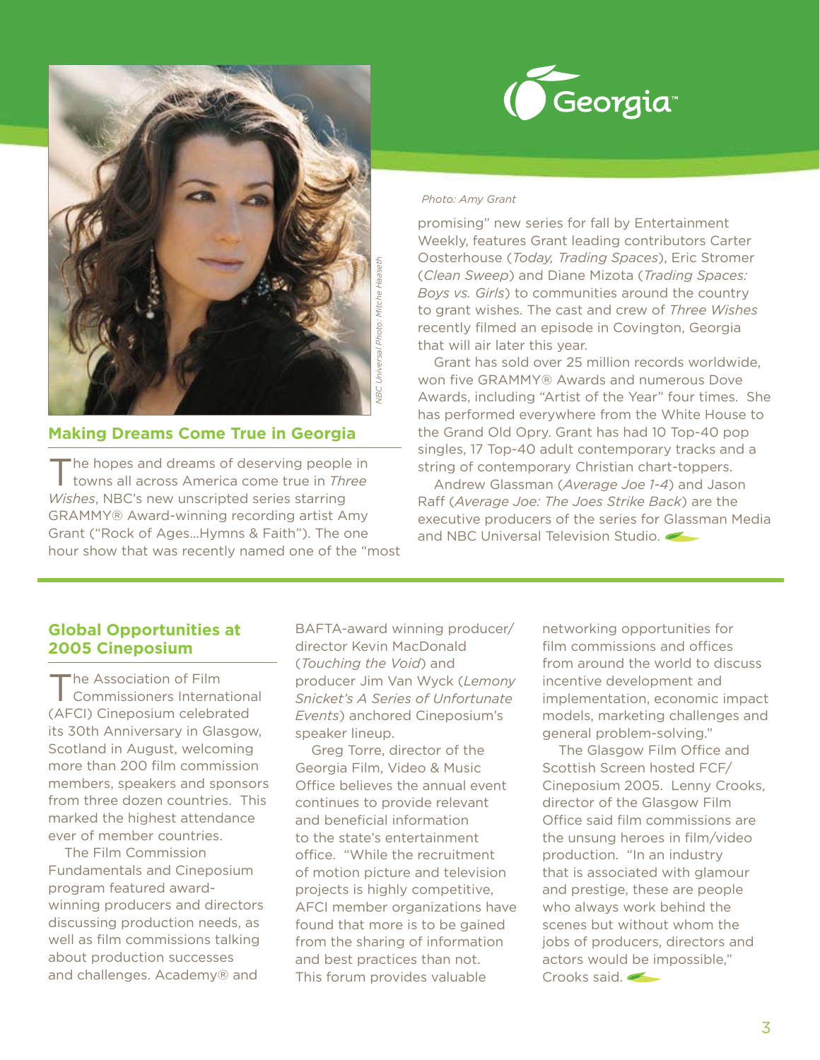## Making Dreams Come True in Georgia

The hopes and dreams of deserving people in towns all across America come true in *Three Wishes*, NBC's new unscripted series starring GRAMMY® Award-winning recording artist Amy Grant ("Rock of Ages...Hymns & Faith"). The one hour show that was recently named one of the "most promising" new series for fall by Entertainment Weekly, features Grant leading contributors Carter Oosterhouse (*Today, Trading Spaces*), Eric Stromer (*Clean Sweep*) and Diane Mizota (*Trading Spaces: Boys vs. Girls*) to communities around the country to grant wishes. The cast and crew of *Three Wishes* recently filmed an episode in Covington, Georgia that will air later this year.

Grant has sold over 25 million records worldwide, won five GRAMMY® Awards and numerous Dove Awards, including "Artist of the Year" four times. She has performed everywhere from the White House to the Grand Old Opry. Grant has had 10 Top-40 pop singles, 17 Top-40 adult contemporary tracks and a string of contemporary Christian chart-toppers.

Andrew Glassman (*Average Joe 1-4*) and Jason Raff (*Average Joe: The Joes Strike Back*) are the executive producers of the series for Glassman Media and NBC Universal Television Studio.

*Photo: Amy Grant*

*NBC Universal Photo: Mitche Haaseth*

## Global Opportunities at 2005 Cineposium

The Association of Film Commissioners International (AFCI) Cineposium celebrated its 30th Anniversary in Glasgow, Scotland in August, welcoming more than 200 film commission members, speakers and sponsors from three dozen countries. This marked the highest attendance ever of member countries.

The Film Commission Fundamentals and Cineposium program featured award-winning producers and directors discussing production needs, as well as film commissions talking about production successes and challenges. Academy® and BAFTA-award winning producer/director Kevin MacDonald (*Touching the Void*) and producer Jim Van Wyck (*Lemony Snicket's A Series of Unfortunate Events*) anchored Cineposium's speaker lineup.

Greg Torre, director of the Georgia Film, Video & Music Office believes the annual event continues to provide relevant and beneficial information to the state's entertainment office. "While the recruitment of motion picture and television projects is highly competitive, AFCI member organizations have found that more is to be gained from the sharing of information and best practices than not. This forum provides valuable networking opportunities for film commissions and offices from around the world to discuss incentive development and implementation, economic impact models, marketing challenges and general problem-solving."

The Glasgow Film Office and Scottish Screen hosted FCF/Cineposium 2005. Lenny Crooks, director of the Glasgow Film Office said film commissions are the unsung heroes in film/video production. "In an industry that is associated with glamour and prestige, these are people who always work behind the scenes but without whom the jobs of producers, directors and actors would be impossible," Crooks said.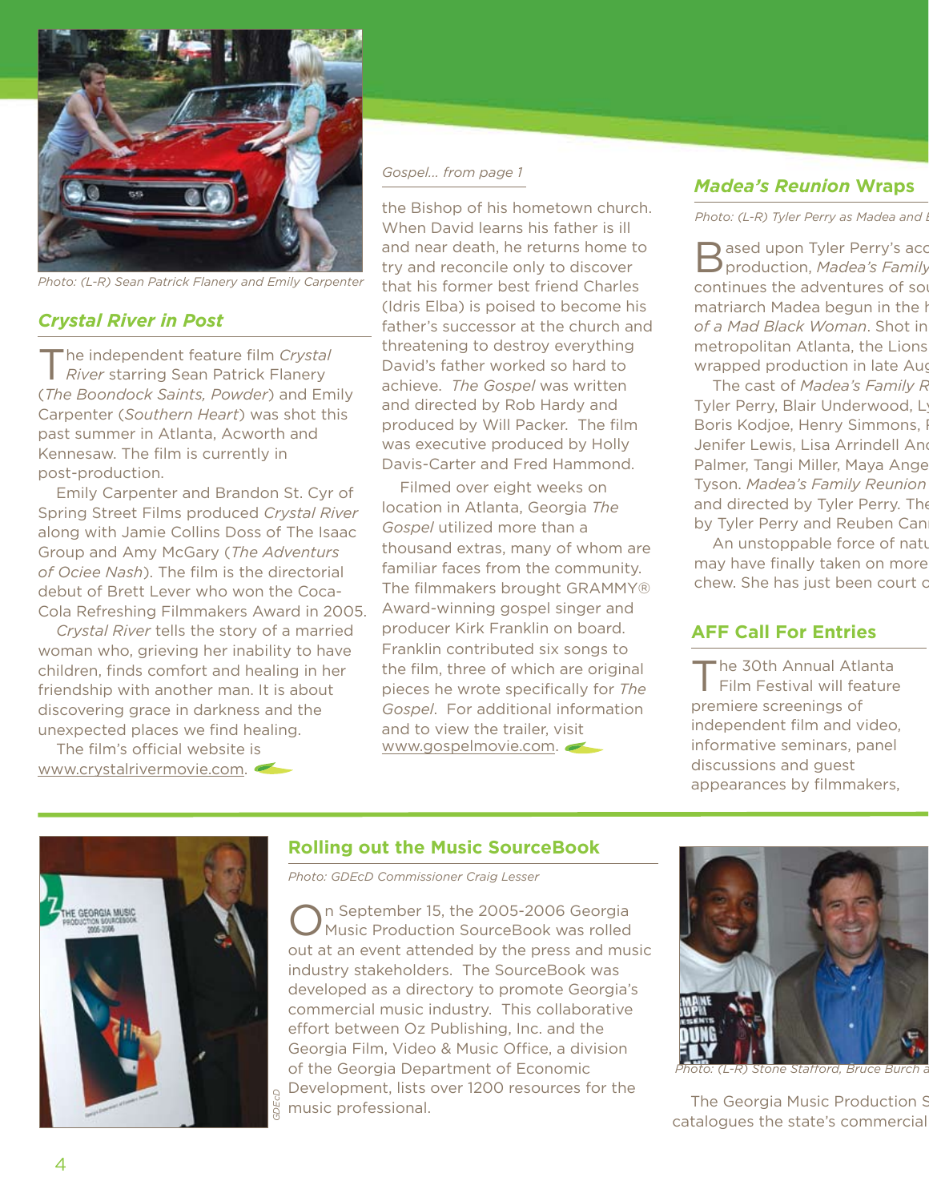Photo: (L-R) Sean Patrick Flanery and Emily Carpenter

## *Crystal River* in Post

The independent feature film *Crystal River* starring Sean Patrick Flanery (*The Boondock Saints, Powder*) and Emily Carpenter (*Southern Heart*) was shot this past summer in Atlanta, Acworth and Kennesaw. The film is currently in post-production.

Emily Carpenter and Brandon St. Cyr of Spring Street Films produced *Crystal River* along with Jamie Collins Doss of The Isaac Group and Amy McGary (*The Adventures of Ociee Nash*). The film is the directorial debut of Brett Lever who won the Coca-Cola Refreshing Filmmakers Award in 2005.

*Crystal River* tells the story of a married woman who, grieving her inability to have children, finds comfort and healing in her friendship with another man. It is about discovering grace in darkness and the unexpected places we find healing.

The film's official website is www.crystalrivermovie.com.

*Gospel... from page 1*

the Bishop of his hometown church. When David learns his father is ill and near death, he returns home to try and reconcile only to discover that his former best friend Charles (Idris Elba) is poised to become his father's successor at the church and threatening to destroy everything David's father worked so hard to achieve. *The Gospel* was written and directed by Rob Hardy and produced by Will Packer. The film was executive produced by Holly Davis-Carter and Fred Hammond.

Filmed over eight weeks on location in Atlanta, Georgia *The Gospel* utilized more than a thousand extras, many of whom are familiar faces from the community. The filmmakers brought GRAMMY® Award-winning gospel singer and producer Kirk Franklin on board. Franklin contributed six songs to the film, three of which are original pieces he wrote specifically for *The Gospel*. For additional information and to view the trailer, visit www.gospelmovie.com.

## *Madea's Reunion* Wraps

Photo: (L-R) Tyler Perry as Madea and B

Based upon Tyler Perry's acc production, *Madea's Family* continues the adventures of sou matriarch Madea begun in the h *of a Mad Black Woman*. Shot in metropolitan Atlanta, the Lions wrapped production in late Aug

The cast of *Madea's Family R* Tyler Perry, Blair Underwood, Ly Boris Kodjoe, Henry Simmons, F Jenifer Lewis, Lisa Arrindell And Palmer, Tangi Miller, Maya Ange Tyson. *Madea's Family Reunion* and directed by Tyler Perry. The by Tyler Perry and Reuben Cann

An unstoppable force of natu may have finally taken on more chew. She has just been court o

## AFF Call For Entries

The 30th Annual Atlanta Film Festival will feature premiere screenings of independent film and video, informative seminars, panel discussions and guest appearances by filmmakers,

## Rolling out the Music SourceBook

Photo: GDEcD Commissioner Craig Lesser

GDEcD

On September 15, the 2005-2006 Georgia Music Production SourceBook was rolled out at an event attended by the press and music industry stakeholders. The SourceBook was developed as a directory to promote Georgia's commercial music industry. This collaborative effort between Oz Publishing, Inc. and the Georgia Film, Video & Music Office, a division of the Georgia Department of Economic Development, lists over 1200 resources for the music professional.

Photo: (L-R) Stone Stafford, Bruce Burch a

The Georgia Music Production S catalogues the state's commercial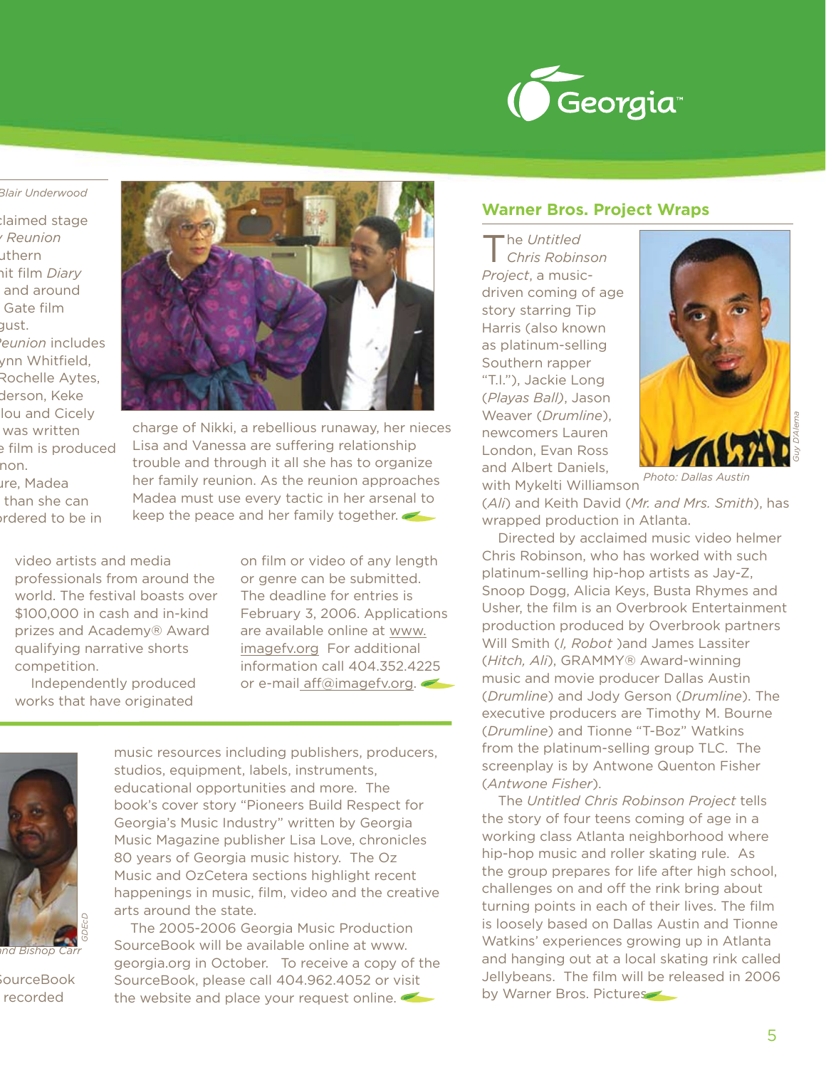Blair Underwood

claimed stage
Reunion
uthern
hit film *Diary*
and around
Gate film
gust.
*eunion* includes
ynn Whitfield,
Rochelle Aytes,
derson, Keke
lou and Cicely
was written
e film is produced
non.
ure, Madea
than she can
rdered to be in

charge of Nikki, a rebellious runaway, her nieces Lisa and Vanessa are suffering relationship trouble and through it all she has to organize her family reunion. As the reunion approaches Madea must use every tactic in her arsenal to keep the peace and her family together.

video artists and media professionals from around the world. The festival boasts over $100,000 in cash and in-kind prizes and Academy® Award qualifying narrative shorts competition.

Independently produced works that have originated on film or video of any length or genre can be submitted. The deadline for entries is February 3, 2006. Applications are available online at www.imagefv.org For additional information call 404.352.4225 or e-mail aff@imagefv.org.

GDEcD

and Bishop Carr

SourceBook
recorded

music resources including publishers, producers, studios, equipment, labels, instruments, educational opportunities and more. The book's cover story "Pioneers Build Respect for Georgia's Music Industry" written by Georgia Music Magazine publisher Lisa Love, chronicles 80 years of Georgia music history. The Oz Music and OzCetera sections highlight recent happenings in music, film, video and the creative arts around the state.

The 2005-2006 Georgia Music Production SourceBook will be available online at www.georgia.org in October. To receive a copy of the SourceBook, please call 404.962.4052 or visit the website and place your request online.

## Warner Bros. Project Wraps

Guy D'Alema

Photo: Dallas Austin

The *Untitled Chris Robinson Project*, a music-driven coming of age story starring Tip Harris (also known as platinum-selling Southern rapper "T.I."), Jackie Long (*Playas Ball*), Jason Weaver (*Drumline*), newcomers Lauren London, Evan Ross and Albert Daniels, with Mykelti Williamson (*Ali*) and Keith David (*Mr. and Mrs. Smith*), has wrapped production in Atlanta.

Directed by acclaimed music video helmer Chris Robinson, who has worked with such platinum-selling hip-hop artists as Jay-Z, Snoop Dogg, Alicia Keys, Busta Rhymes and Usher, the film is an Overbrook Entertainment production produced by Overbrook partners Will Smith (*I, Robot* )and James Lassiter (*Hitch, Ali*), GRAMMY® Award-winning music and movie producer Dallas Austin (*Drumline*) and Jody Gerson (*Drumline*). The executive producers are Timothy M. Bourne (*Drumline*) and Tionne "T-Boz" Watkins from the platinum-selling group TLC. The screenplay is by Antwone Quenton Fisher (*Antwone Fisher*).

The *Untitled Chris Robinson Project* tells the story of four teens coming of age in a working class Atlanta neighborhood where hip-hop music and roller skating rule. As the group prepares for life after high school, challenges on and off the rink bring about turning points in each of their lives. The film is loosely based on Dallas Austin and Tionne Watkins' experiences growing up in Atlanta and hanging out at a local skating rink called Jellybeans. The film will be released in 2006 by Warner Bros. Pictures.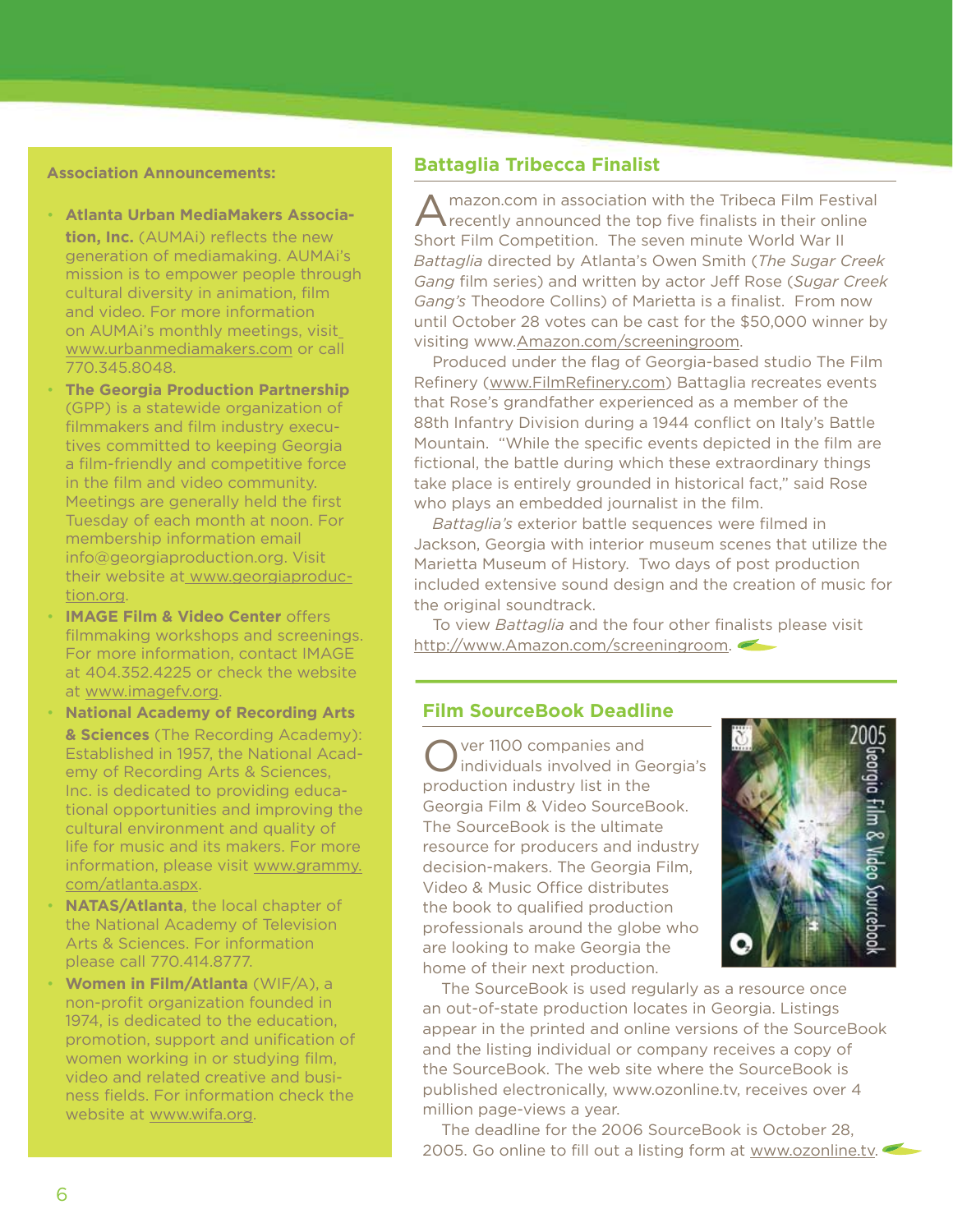**Association Announcements:**

- **Atlanta Urban MediaMakers Association, Inc.** (AUMAi) reflects the new generation of mediamaking. AUMAi's mission is to empower people through cultural diversity in animation, film and video. For more information on AUMAi's monthly meetings, visit www.urbanmediamakers.com or call 770.345.8048.
- **The Georgia Production Partnership** (GPP) is a statewide organization of filmmakers and film industry executives committed to keeping Georgia a film-friendly and competitive force in the film and video community. Meetings are generally held the first Tuesday of each month at noon. For membership information email info@georgiaproduction.org. Visit their website at www.georgiaproduction.org.
- **IMAGE Film & Video Center** offers filmmaking workshops and screenings. For more information, contact IMAGE at 404.352.4225 or check the website at www.imagefv.org.
- **National Academy of Recording Arts & Sciences** (The Recording Academy): Established in 1957, the National Academy of Recording Arts & Sciences, Inc. is dedicated to providing educational opportunities and improving the cultural environment and quality of life for music and its makers. For more information, please visit www.grammy.com/atlanta.aspx.
- **NATAS/Atlanta**, the local chapter of the National Academy of Television Arts & Sciences. For information please call 770.414.8777.
- **Women in Film/Atlanta** (WIF/A), a non-profit organization founded in 1974, is dedicated to the education, promotion, support and unification of women working in or studying film, video and related creative and business fields. For information check the website at www.wifa.org.

## Battaglia Tribeca Finalist

Amazon.com in association with the Tribeca Film Festival recently announced the top five finalists in their online Short Film Competition. The seven minute World War II *Battaglia* directed by Atlanta's Owen Smith (*The Sugar Creek Gang* film series) and written by actor Jeff Rose (*Sugar Creek Gang's* Theodore Collins) of Marietta is a finalist. From now until October 28 votes can be cast for the $50,000 winner by visiting www.Amazon.com/screeningroom.

Produced under the flag of Georgia-based studio The Film Refinery (www.FilmRefinery.com) Battaglia recreates events that Rose's grandfather experienced as a member of the 88th Infantry Division during a 1944 conflict on Italy's Battle Mountain. "While the specific events depicted in the film are fictional, the battle during which these extraordinary things take place is entirely grounded in historical fact," said Rose who plays an embedded journalist in the film.

*Battaglia's* exterior battle sequences were filmed in Jackson, Georgia with interior museum scenes that utilize the Marietta Museum of History. Two days of post production included extensive sound design and the creation of music for the original soundtrack.

To view *Battaglia* and the four other finalists please visit http://www.Amazon.com/screeningroom.

## Film SourceBook Deadline

Over 1100 companies and individuals involved in Georgia's production industry list in the Georgia Film & Video SourceBook. The SourceBook is the ultimate resource for producers and industry decision-makers. The Georgia Film, Video & Music Office distributes the book to qualified production professionals around the globe who are looking to make Georgia the home of their next production.

The SourceBook is used regularly as a resource once an out-of-state production locates in Georgia. Listings appear in the printed and online versions of the SourceBook and the listing individual or company receives a copy of the SourceBook. The web site where the SourceBook is published electronically, www.ozonline.tv, receives over 4 million page-views a year.

The deadline for the 2006 SourceBook is October 28, 2005. Go online to fill out a listing form at www.ozonline.tv.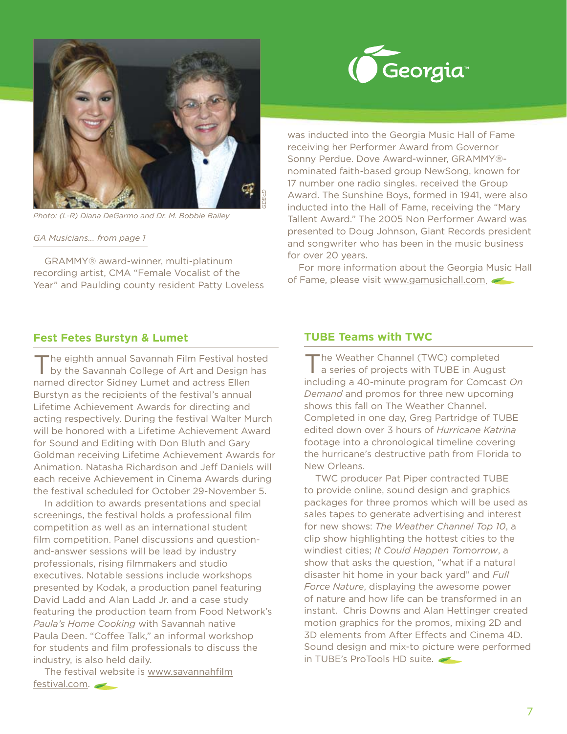Photo: (L-R) Diana DeGarmo and Dr. M. Bobbie Bailey

GDEcD

*GA Musicians... from page 1*

GRAMMY® award-winner, multi-platinum recording artist, CMA "Female Vocalist of the Year" and Paulding county resident Patty Loveless was inducted into the Georgia Music Hall of Fame receiving her Performer Award from Governor Sonny Perdue. Dove Award-winner, GRAMMY®-nominated faith-based group NewSong, known for 17 number one radio singles. received the Group Award. The Sunshine Boys, formed in 1941, were also inducted into the Hall of Fame, receiving the "Mary Tallent Award." The 2005 Non Performer Award was presented to Doug Johnson, Giant Records president and songwriter who has been in the music business for over 20 years.

For more information about the Georgia Music Hall of Fame, please visit www.gamusichall.com.

## Fest Fetes Burstyn & Lumet

The eighth annual Savannah Film Festival hosted by the Savannah College of Art and Design has named director Sidney Lumet and actress Ellen Burstyn as the recipients of the festival's annual Lifetime Achievement Awards for directing and acting respectively. During the festival Walter Murch will be honored with a Lifetime Achievement Award for Sound and Editing with Don Bluth and Gary Goldman receiving Lifetime Achievement Awards for Animation. Natasha Richardson and Jeff Daniels will each receive Achievement in Cinema Awards during the festival scheduled for October 29-November 5.

In addition to awards presentations and special screenings, the festival holds a professional film competition as well as an international student film competition. Panel discussions and question-and-answer sessions will be lead by industry professionals, rising filmmakers and studio executives. Notable sessions include workshops presented by Kodak, a production panel featuring David Ladd and Alan Ladd Jr. and a case study featuring the production team from Food Network's *Paula's Home Cooking* with Savannah native Paula Deen. "Coffee Talk," an informal workshop for students and film professionals to discuss the industry, is also held daily.

The festival website is www.savannahfilmfestival.com.

## TUBE Teams with TWC

The Weather Channel (TWC) completed a series of projects with TUBE in August including a 40-minute program for Comcast *On Demand* and promos for three new upcoming shows this fall on The Weather Channel. Completed in one day, Greg Partridge of TUBE edited down over 3 hours of *Hurricane Katrina* footage into a chronological timeline covering the hurricane's destructive path from Florida to New Orleans.

TWC producer Pat Piper contracted TUBE to provide online, sound design and graphics packages for three promos which will be used as sales tapes to generate advertising and interest for new shows: *The Weather Channel Top 10*, a clip show highlighting the hottest cities to the windiest cities; *It Could Happen Tomorrow*, a show that asks the question, "what if a natural disaster hit home in your back yard" and *Full Force Nature*, displaying the awesome power of nature and how life can be transformed in an instant. Chris Downs and Alan Hettinger created motion graphics for the promos, mixing 2D and 3D elements from After Effects and Cinema 4D. Sound design and mix-to picture were performed in TUBE's ProTools HD suite.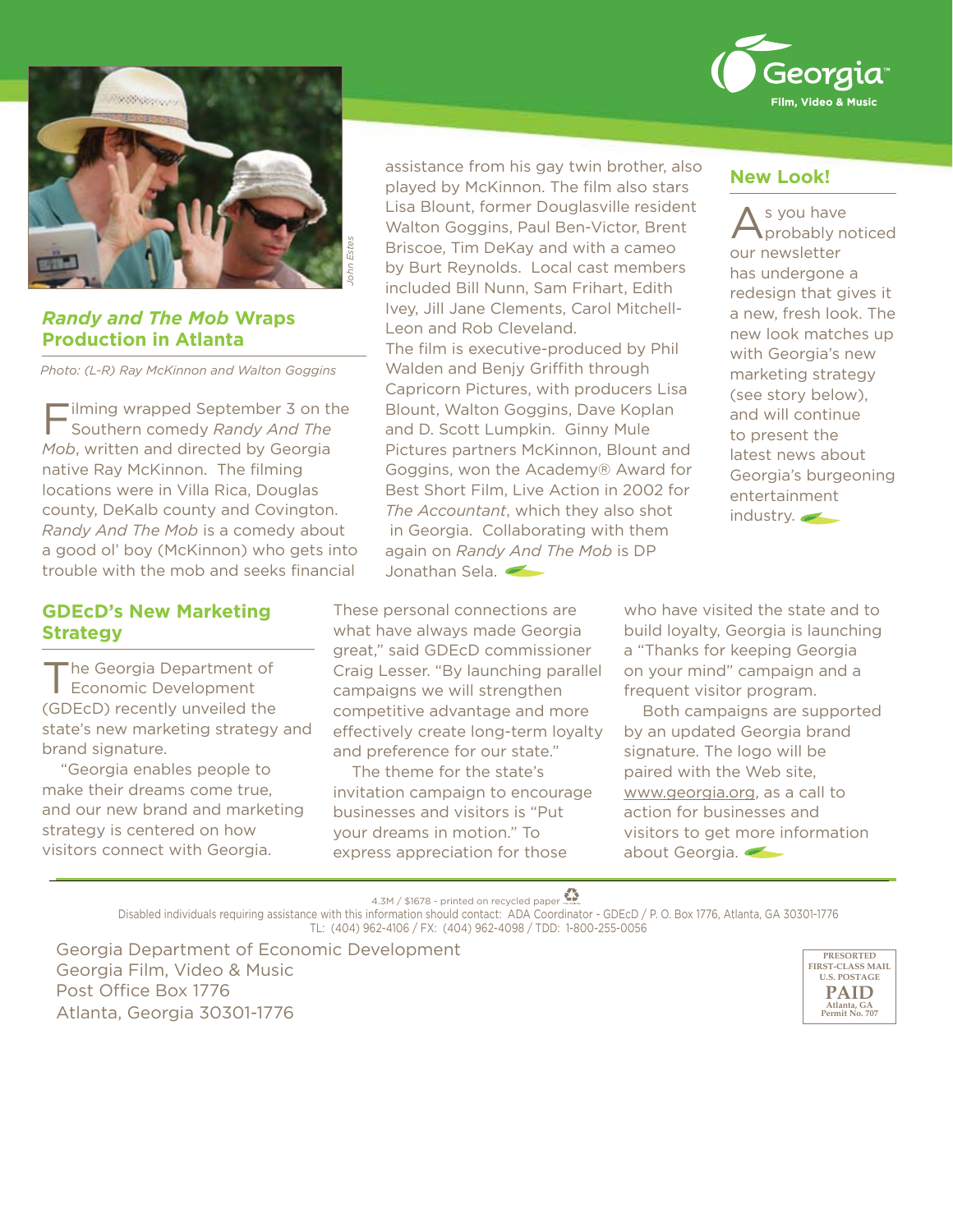Georgia™ Film, Video & Music

## *Randy and The Mob* Wraps Production in Atlanta

Photo: (L-R) Ray McKinnon and Walton Goggins

John Estes

Filming wrapped September 3 on the Southern comedy *Randy And The Mob*, written and directed by Georgia native Ray McKinnon. The filming locations were in Villa Rica, Douglas county, DeKalb county and Covington. *Randy And The Mob* is a comedy about a good ol' boy (McKinnon) who gets into trouble with the mob and seeks financial assistance from his gay twin brother, also played by McKinnon. The film also stars Lisa Blount, former Douglasville resident Walton Goggins, Paul Ben-Victor, Brent Briscoe, Tim DeKay and with a cameo by Burt Reynolds. Local cast members included Bill Nunn, Sam Frihart, Edith Ivey, Jill Jane Clements, Carol Mitchell-Leon and Rob Cleveland.
The film is executive-produced by Phil Walden and Benjy Griffith through Capricorn Pictures, with producers Lisa Blount, Walton Goggins, Dave Koplan and D. Scott Lumpkin. Ginny Mule Pictures partners McKinnon, Blount and Goggins, won the Academy® Award for Best Short Film, Live Action in 2002 for *The Accountant*, which they also shot in Georgia. Collaborating with them again on *Randy And The Mob* is DP Jonathan Sela.

## New Look!

As you have probably noticed our newsletter has undergone a redesign that gives it a new, fresh look. The new look matches up with Georgia's new marketing strategy (see story below), and will continue to present the latest news about Georgia's burgeoning entertainment industry.

## GDEcD's New Marketing Strategy

The Georgia Department of Economic Development (GDEcD) recently unveiled the state's new marketing strategy and brand signature.

"Georgia enables people to make their dreams come true, and our new brand and marketing strategy is centered on how visitors connect with Georgia. These personal connections are what have always made Georgia great," said GDEcD commissioner Craig Lesser. "By launching parallel campaigns we will strengthen competitive advantage and more effectively create long-term loyalty and preference for our state."

The theme for the state's invitation campaign to encourage businesses and visitors is "Put your dreams in motion." To express appreciation for those who have visited the state and to build loyalty, Georgia is launching a "Thanks for keeping Georgia on your mind" campaign and a frequent visitor program.

Both campaigns are supported by an updated Georgia brand signature. The logo will be paired with the Web site, www.georgia.org, as a call to action for businesses and visitors to get more information about Georgia.

4.3M / $1678 - printed on recycled paper

Disabled individuals requiring assistance with this information should contact: ADA Coordinator - GDEcD / P. O. Box 1776, Atlanta, GA 30301-1776
TL: (404) 962-4106 / FX: (404) 962-4098 / TDD: 1-800-255-0056

Georgia Department of Economic Development
Georgia Film, Video & Music
Post Office Box 1776
Atlanta, Georgia 30301-1776

PRESORTED
FIRST-CLASS MAIL
U.S. POSTAGE
PAID
Atlanta, GA
Permit No. 707